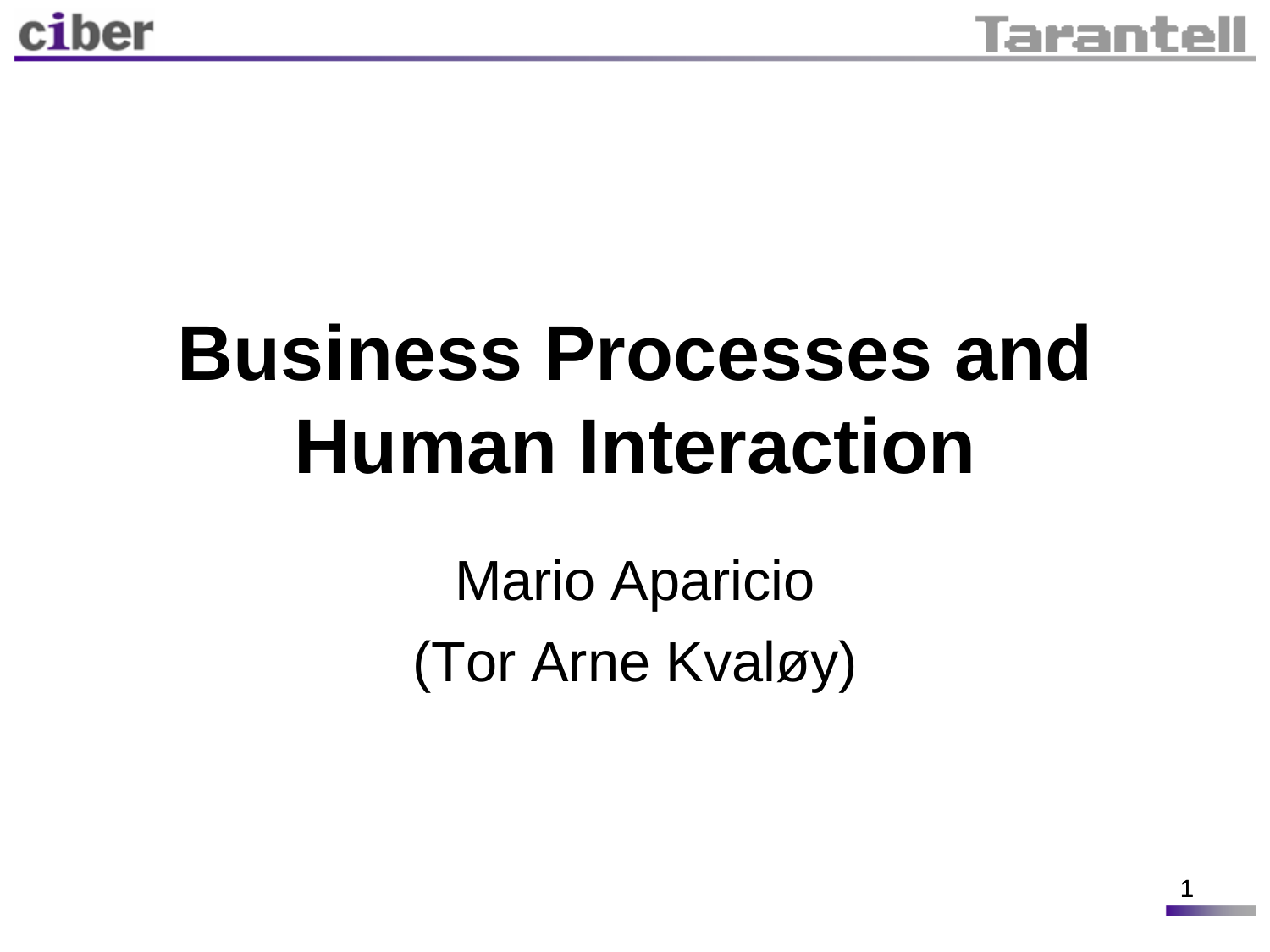# Business Processes and Human Interaction

Mario Aparicio

(Tor Arne Kvaløy)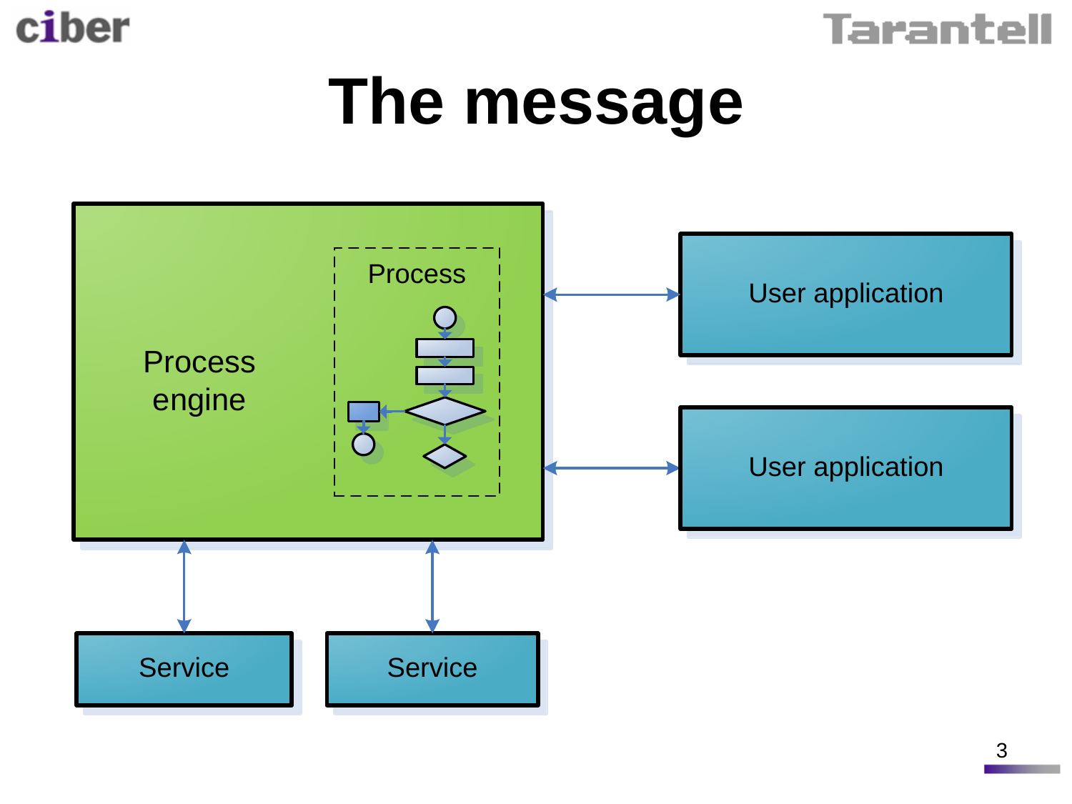# The message

Process engine

Process

User application

User application

Service

Service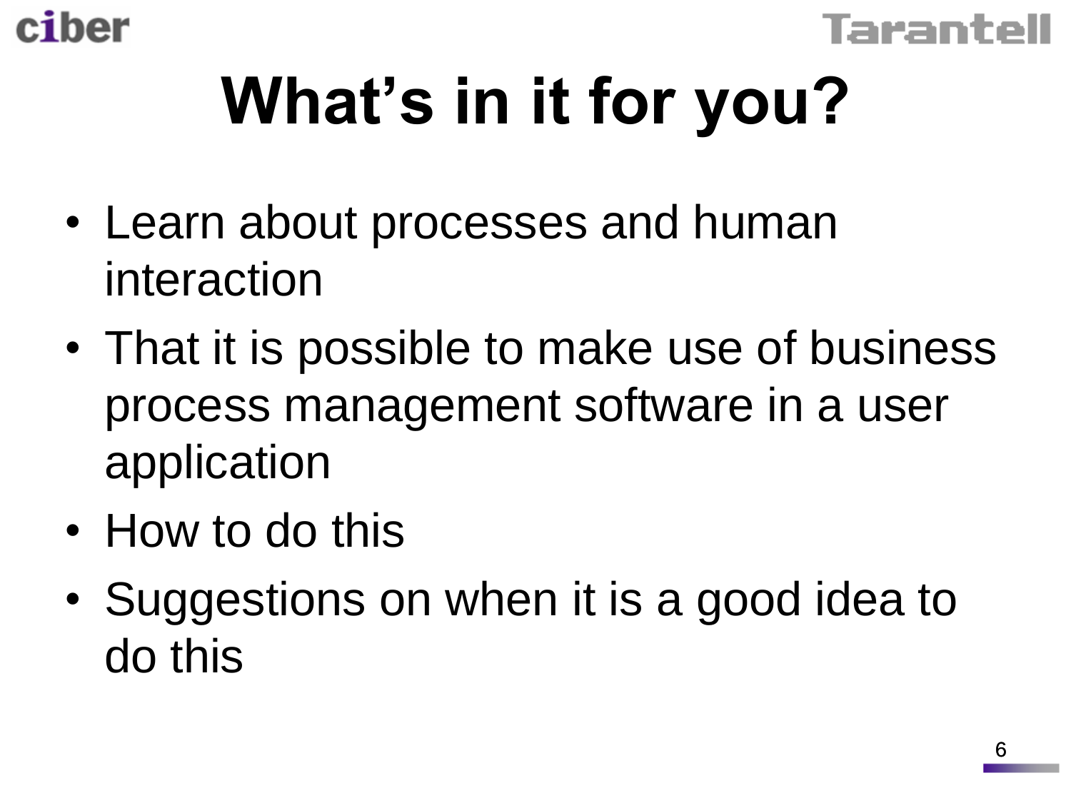# What's in it for you?

- Learn about processes and human interaction
- That it is possible to make use of business process management software in a user application
- How to do this
- Suggestions on when it is a good idea to do this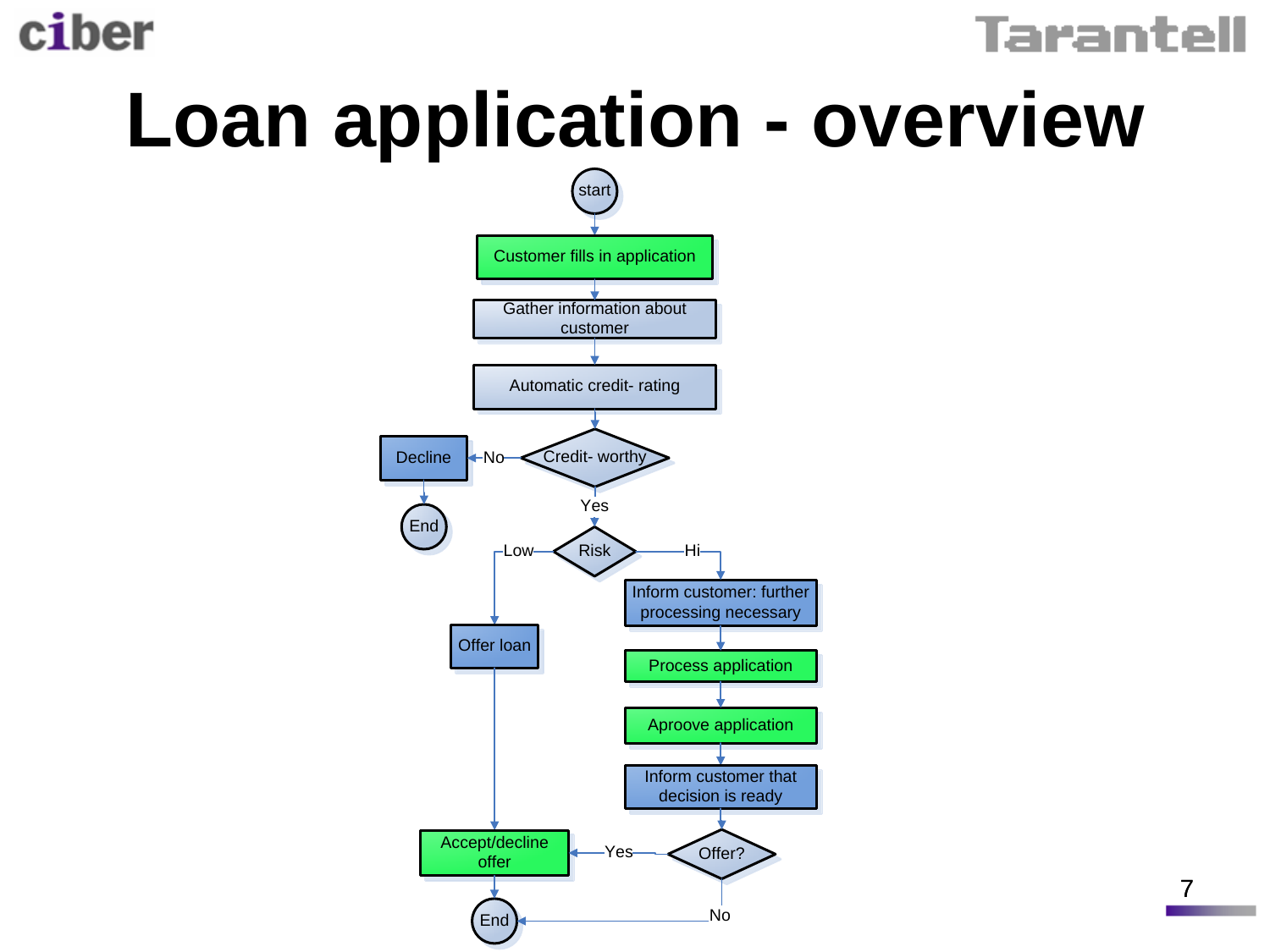# Loan application - overview

start

Customer fills in application

Gather information about customer

Automatic credit- rating

Credit- worthy

No → Decline → End

Yes

Risk

Low → Offer loan

Hi → Inform customer: further processing necessary

Process application

Aproove application

Inform customer that decision is ready

Offer?

Yes → Accept/decline offer → End

No → End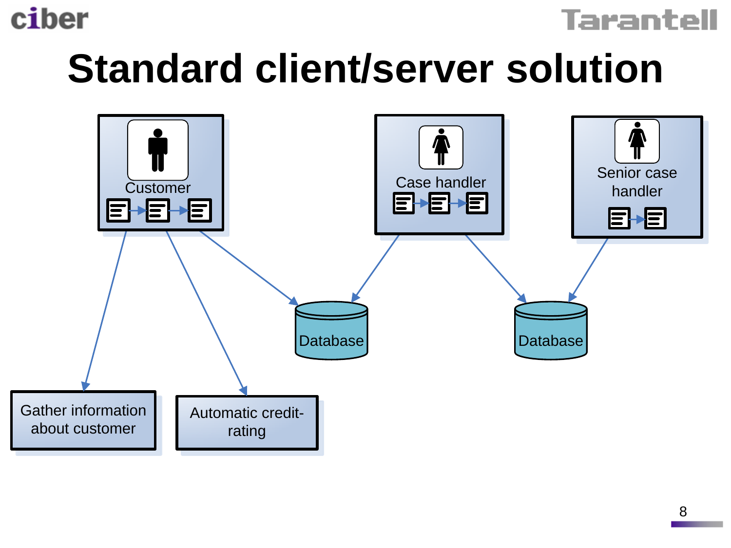# Standard client/server solution

Customer

Case handler

Senior case handler

Database

Database

Gather information about customer

Automatic credit-rating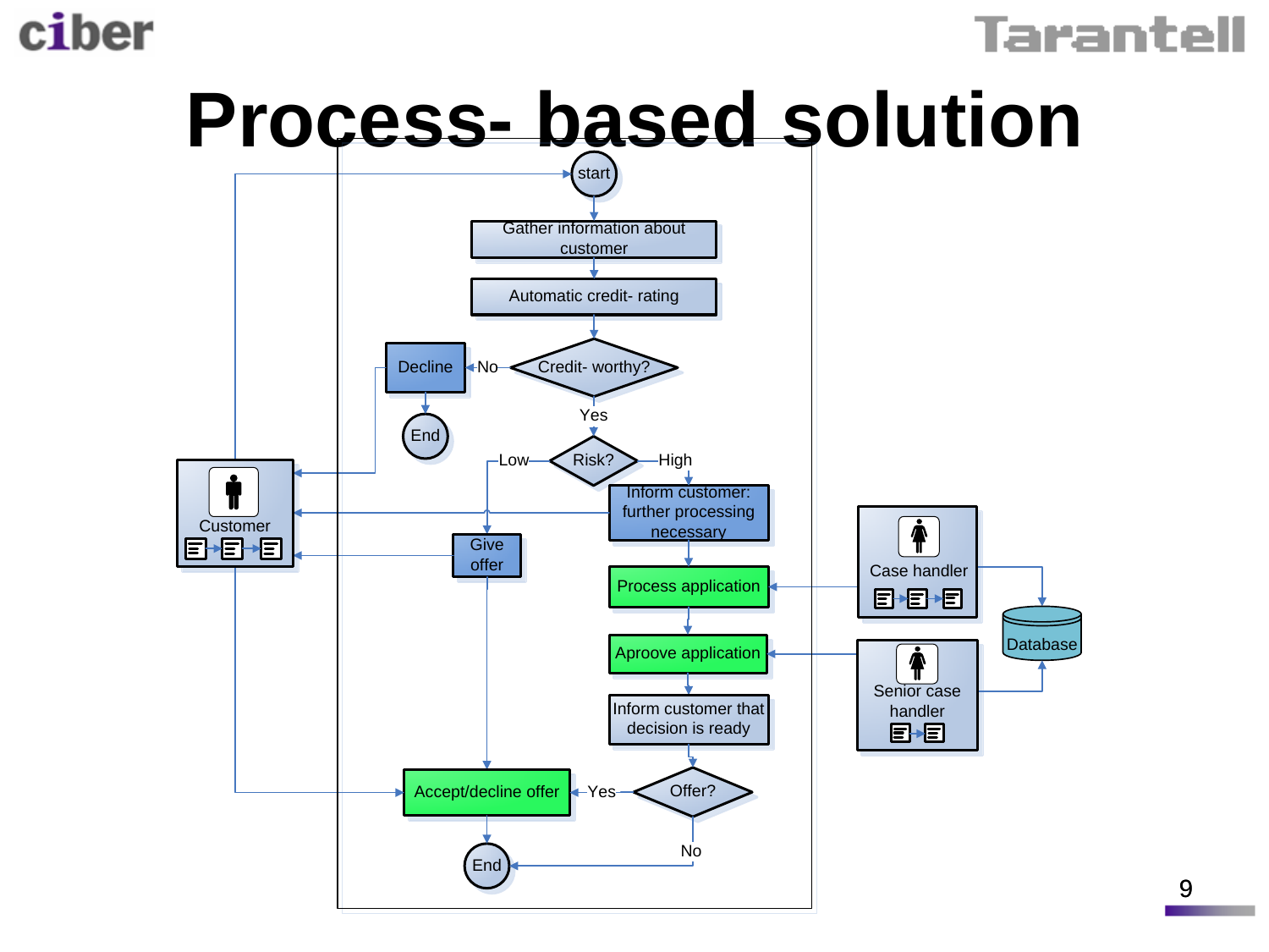# Process- based solution

start

Gather information about customer

Automatic credit- rating

Credit- worthy?

No → Decline → End

Yes

Risk?

Low → Give offer

High → Inform customer: further processing necessary

Process application

Aproove application

Inform customer that decision is ready

Offer?

Yes → Accept/decline offer → End

No → End

Customer

Case handler

Senior case handler

Database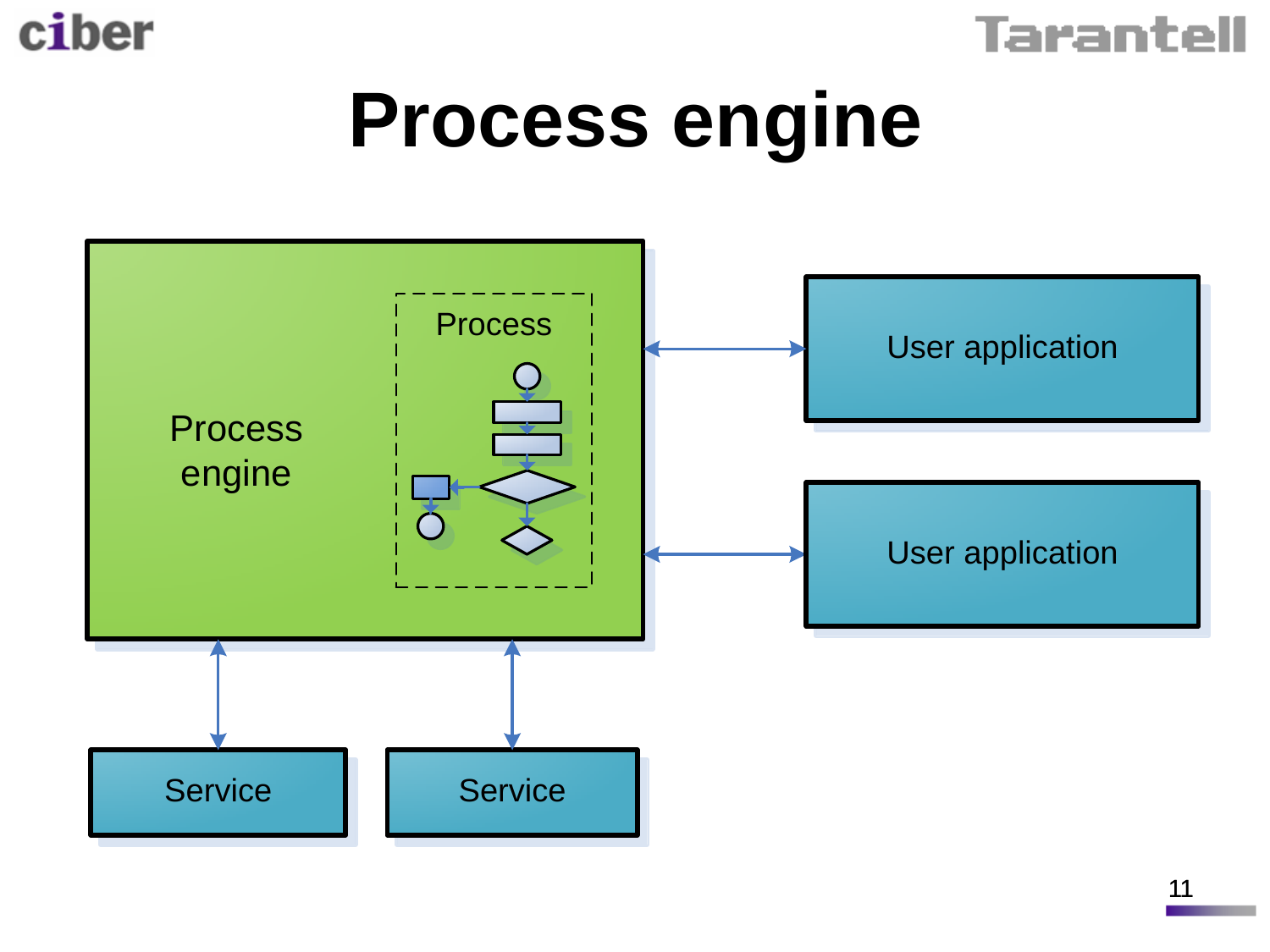# Process engine

Process engine

Process

User application

User application

Service

Service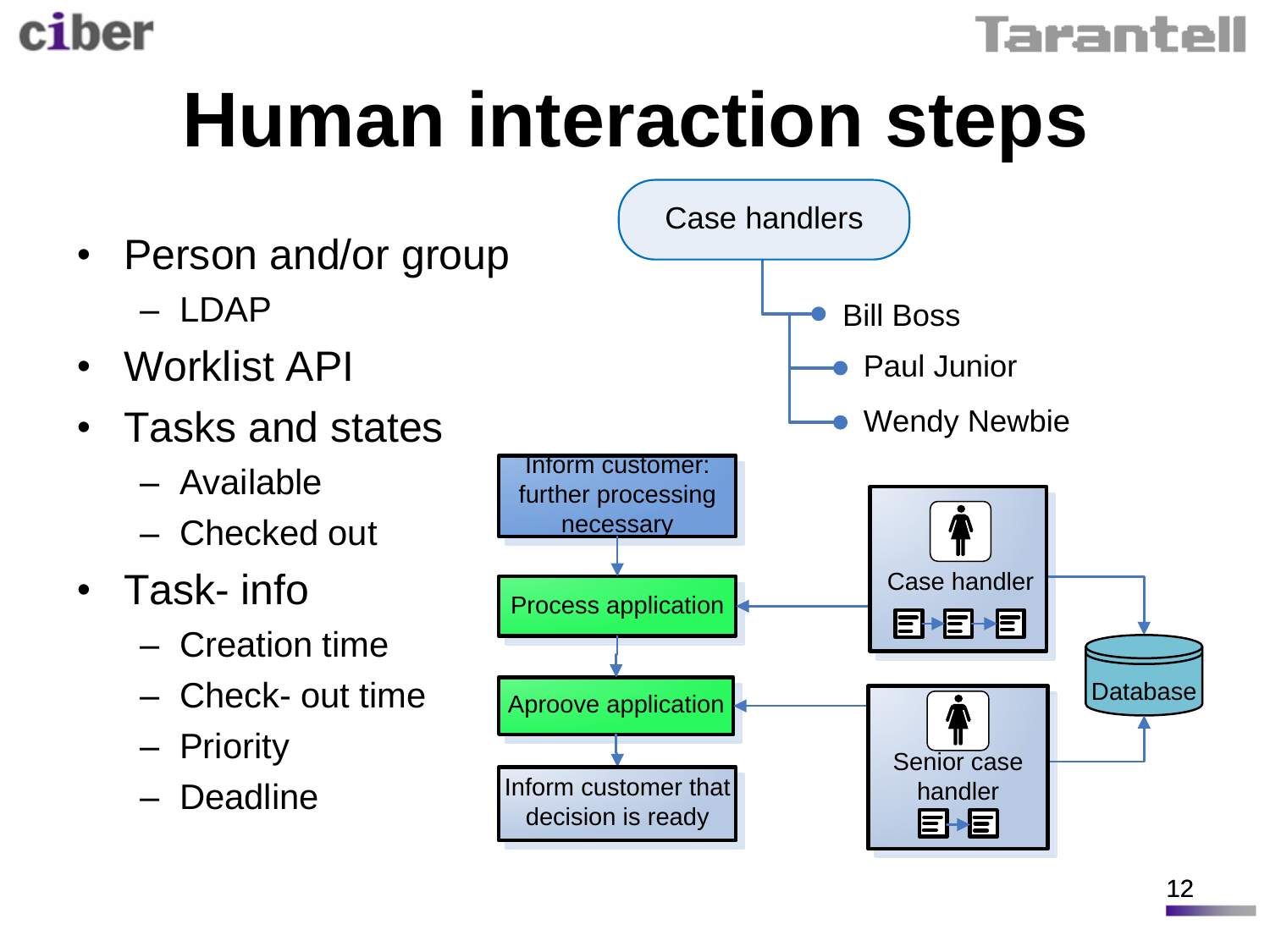# Human interaction steps

- Person and/or group
  - LDAP
- Worklist API
- Tasks and states
  - Available
  - Checked out
- Task- info
  - Creation time
  - Check- out time
  - Priority
  - Deadline

Case handlers

- Bill Boss
- Paul Junior
- Wendy Newbie

Inform customer: further processing necessary

Process application

Aproove application

Inform customer that decision is ready

Case handler

Senior case handler

Database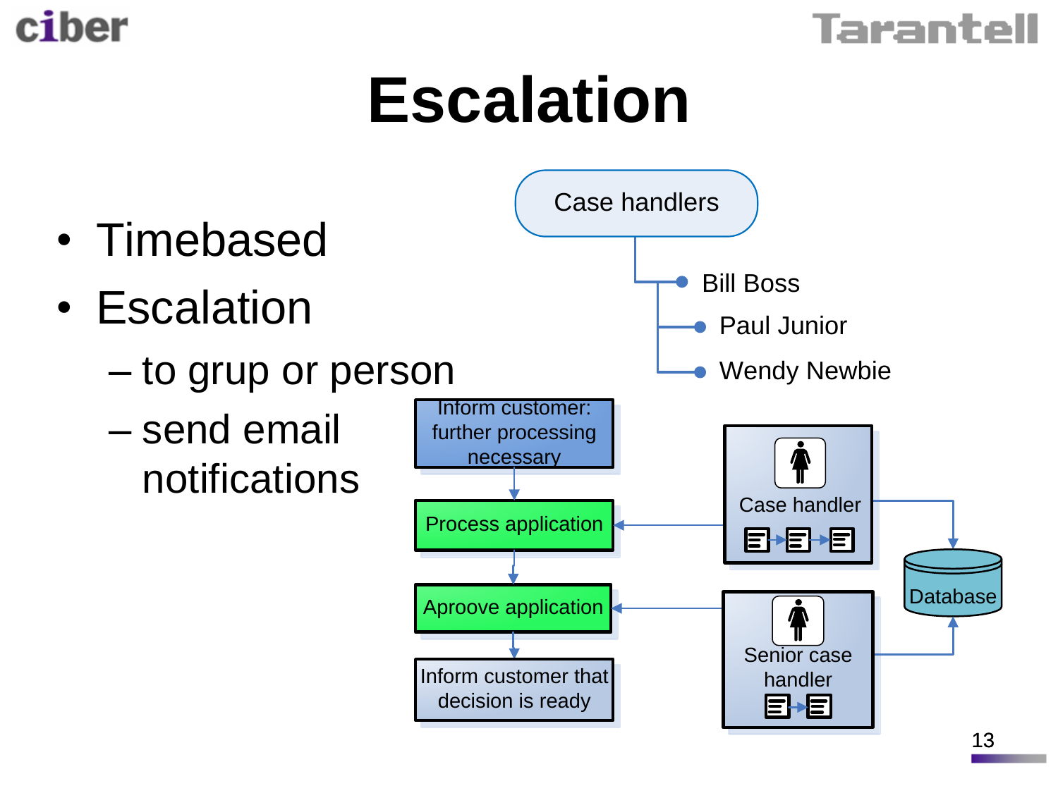# Escalation

- Timebased
- Escalation
  - to grup or person
  - send email notifications

Case handlers

- Bill Boss
- Paul Junior
- Wendy Newbie

Inform customer: further processing necessary

Process application

Aproove application

Inform customer that decision is ready

Case handler

Senior case handler

Database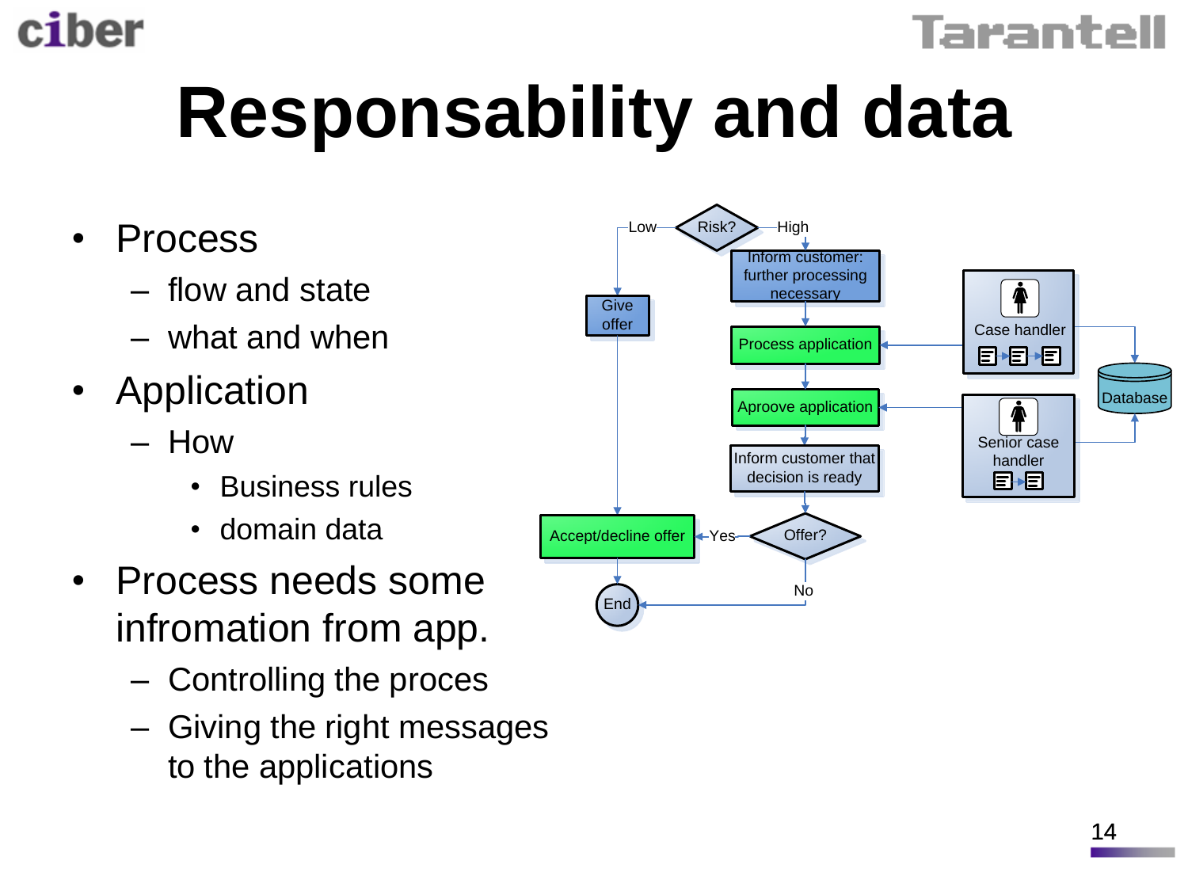# Responsability and data

- Process
  - flow and state
  - what and when
- Application
  - How
    - Business rules
    - domain data
- Process needs some infromation from app.
  - Controlling the proces
  - Giving the right messages to the applications

Risk? Low High

Give offer

Inform customer: further processing necessary

Process application

Aproove application

Inform customer that decision is ready

Case handler

Senior case handler

Database

Accept/decline offer

Yes

Offer?

No

End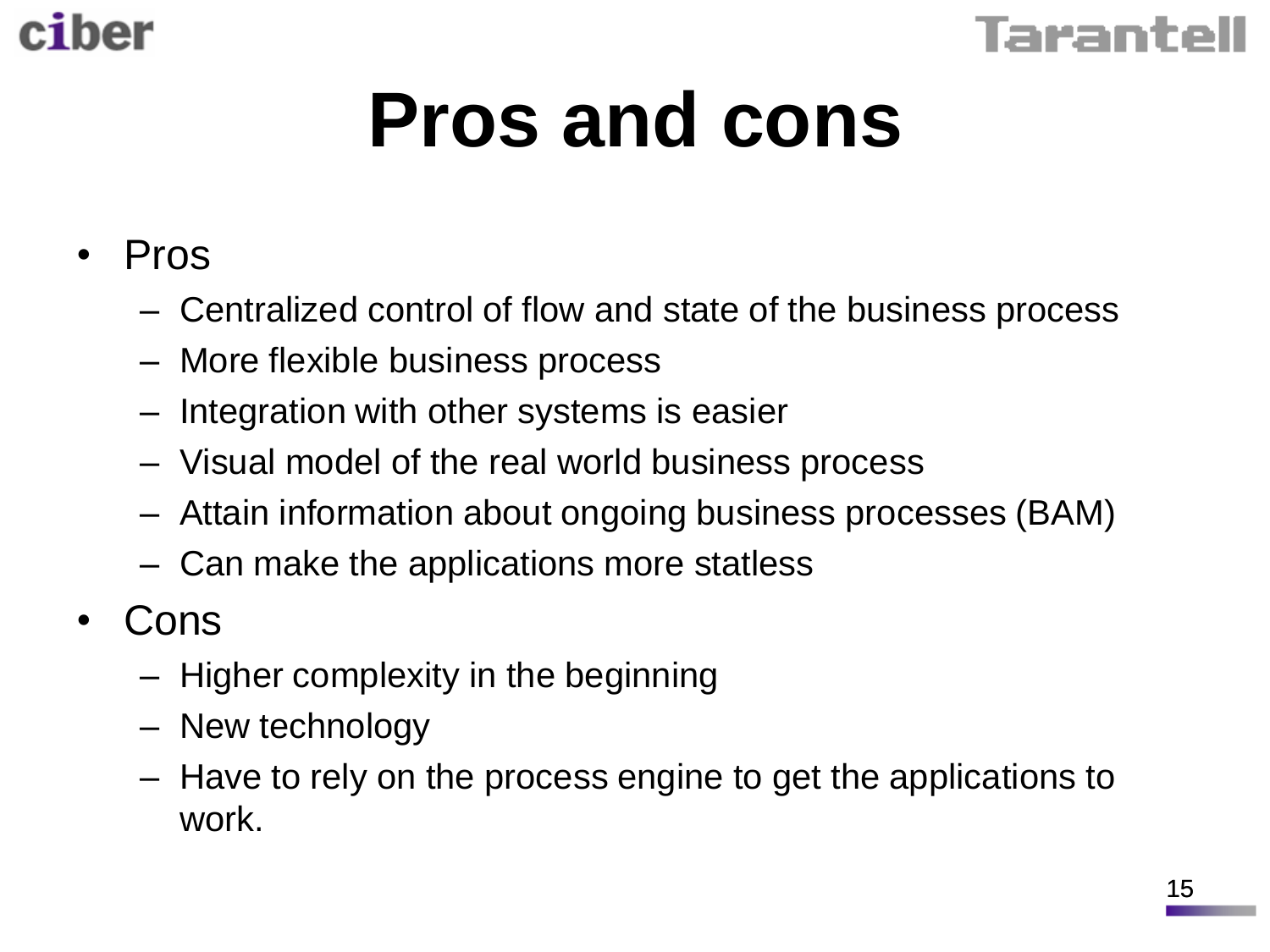# Pros and cons

- Pros
  - Centralized control of flow and state of the business process
  - More flexible business process
  - Integration with other systems is easier
  - Visual model of the real world business process
  - Attain information about ongoing business processes (BAM)
  - Can make the applications more statless
- Cons
  - Higher complexity in the beginning
  - New technology
  - Have to rely on the process engine to get the applications to work.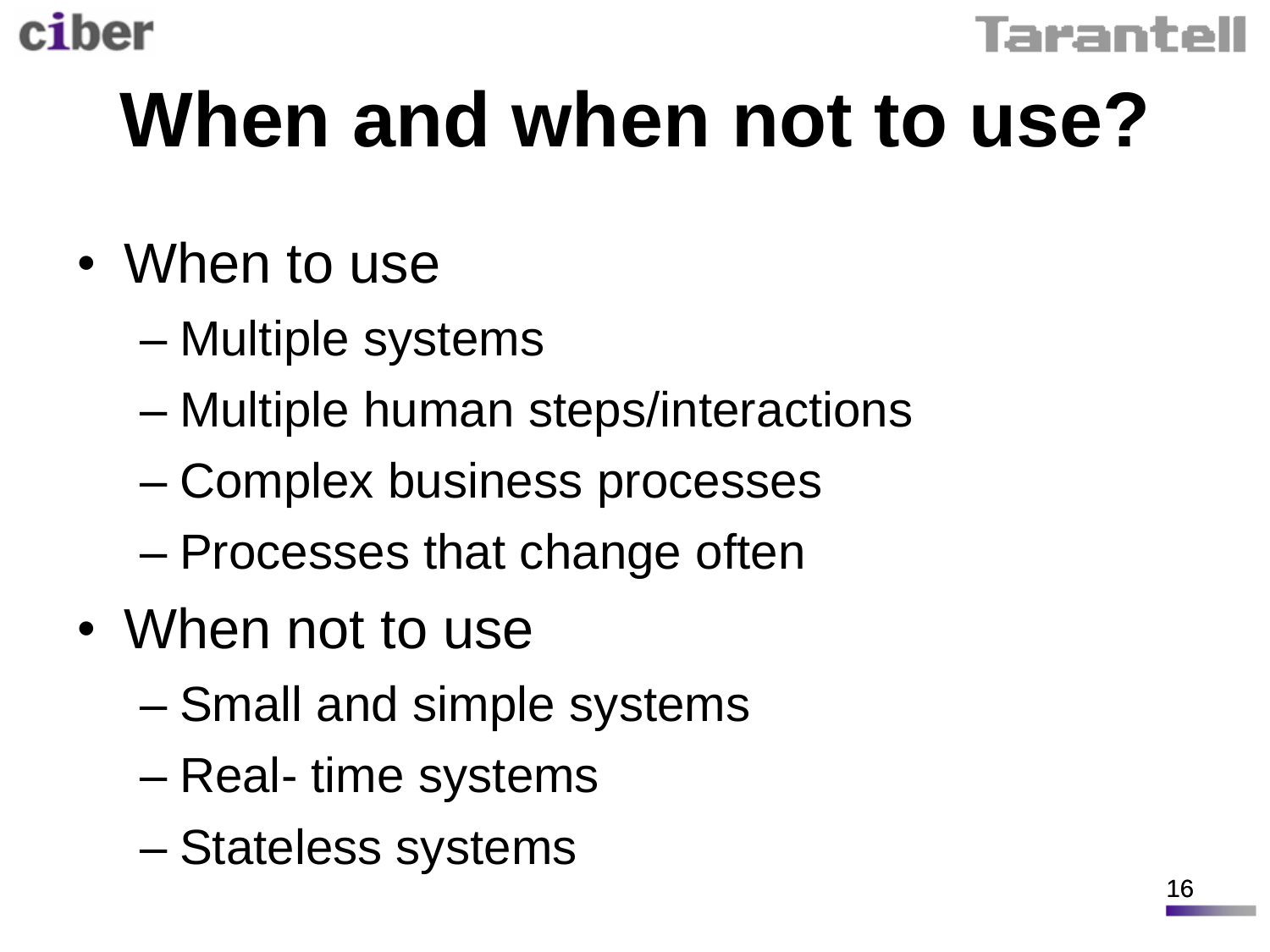# When and when not to use?

- When to use
  - Multiple systems
  - Multiple human steps/interactions
  - Complex business processes
  - Processes that change often
- When not to use
  - Small and simple systems
  - Real- time systems
  - Stateless systems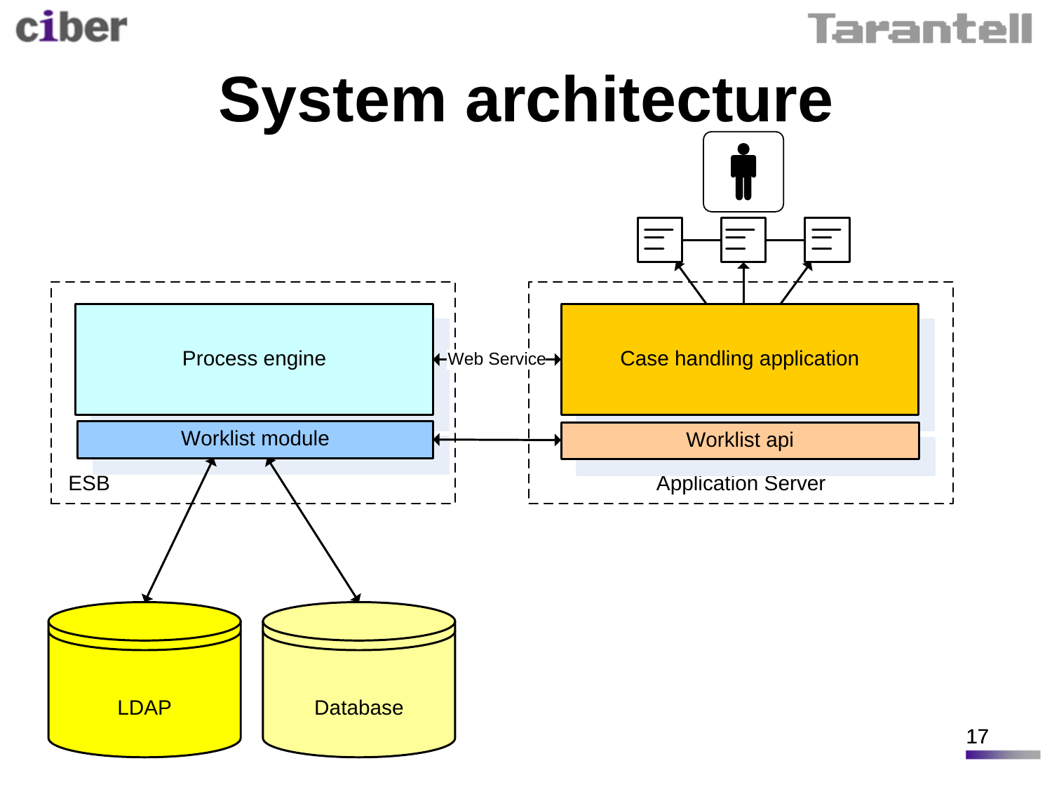# System architecture

Process engine

Web Service

Case handling application

Worklist module

Worklist api

ESB

Application Server

LDAP

Database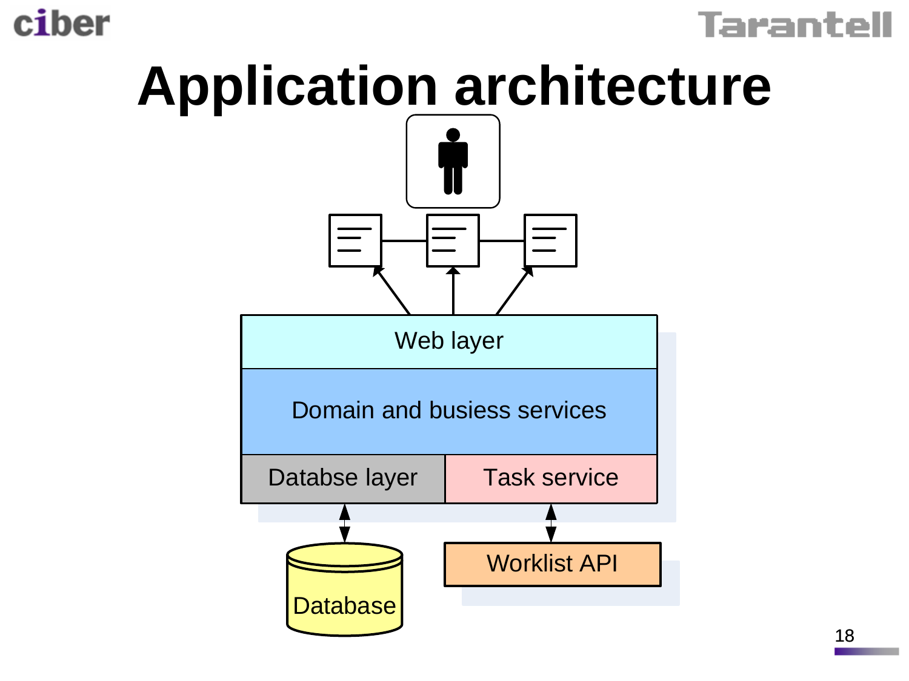# Application architecture

Web layer

Domain and busiess services

Databse layer

Task service

Database

Worklist API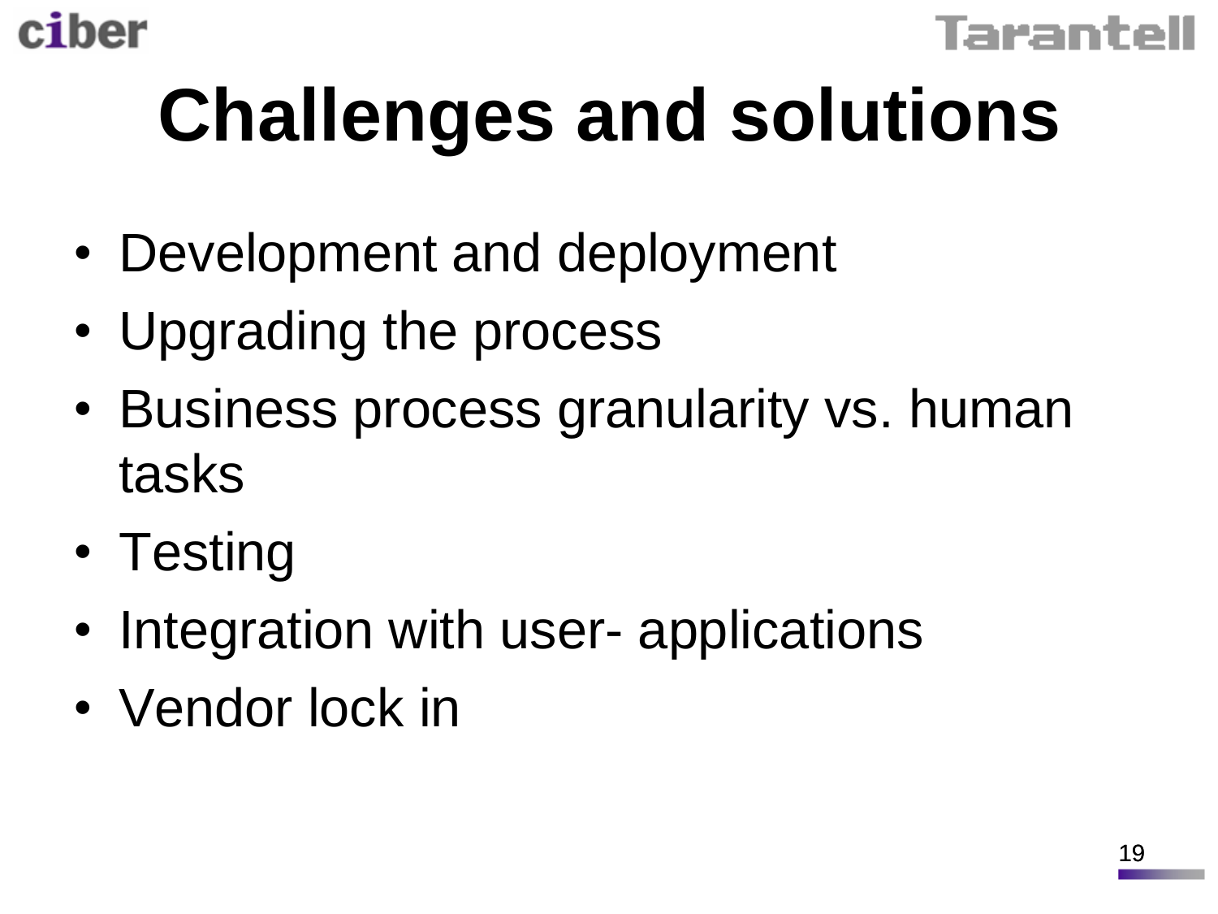# Challenges and solutions

- Development and deployment
- Upgrading the process
- Business process granularity vs. human tasks
- Testing
- Integration with user- applications
- Vendor lock in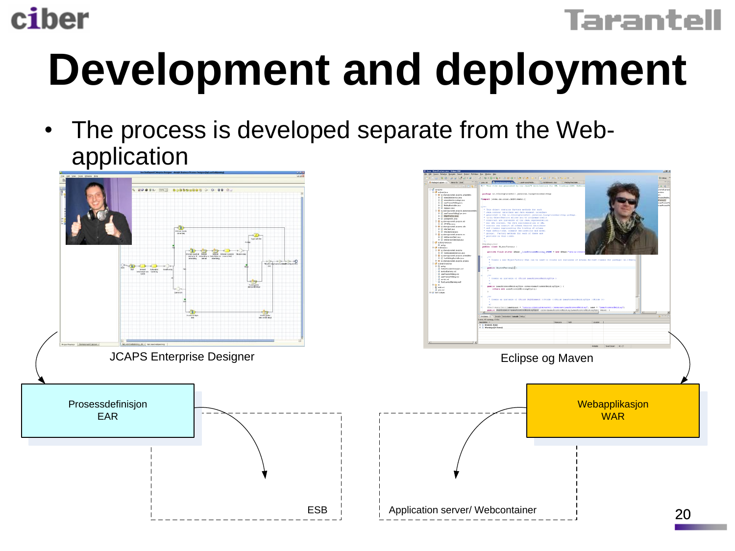# Development and deployment

- The process is developed separate from the Web-application

JCAPS Enterprise Designer

Eclipse og Maven

Prosessdefinisjon
EAR

Webapplikasjon
WAR

ESB

Application server/ Webcontainer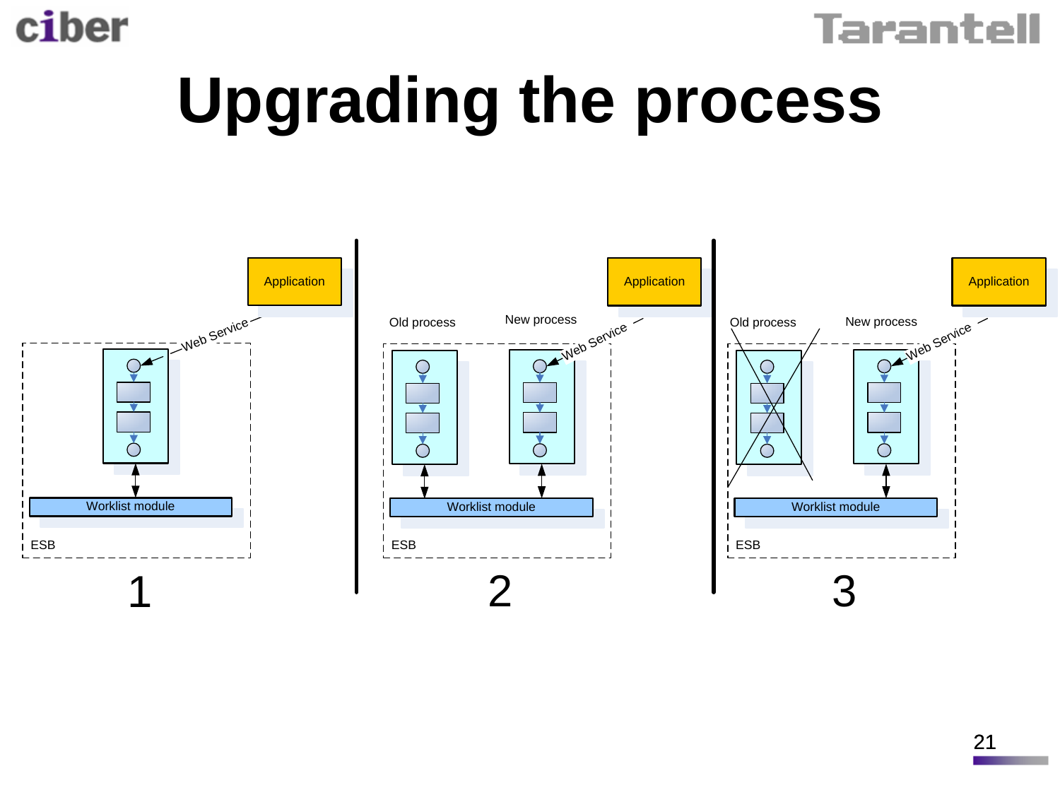# Upgrading the process

Application

Web Service

Worklist module

ESB

1

Application

Old process

New process

Web Service

Worklist module

ESB

2

Application

Old process

New process

Web Service

Worklist module

ESB

3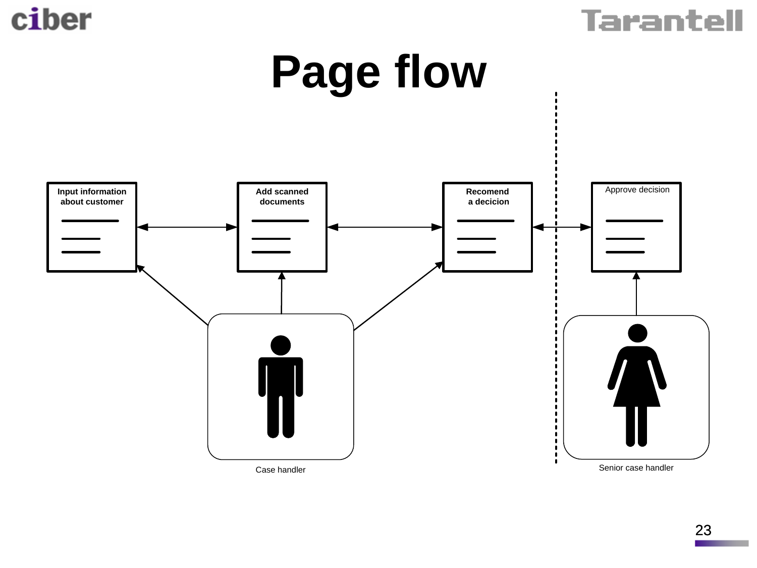# Page flow

Input information about customer

Add scanned documents

Recomend a decicion

Approve decision

Case handler

Senior case handler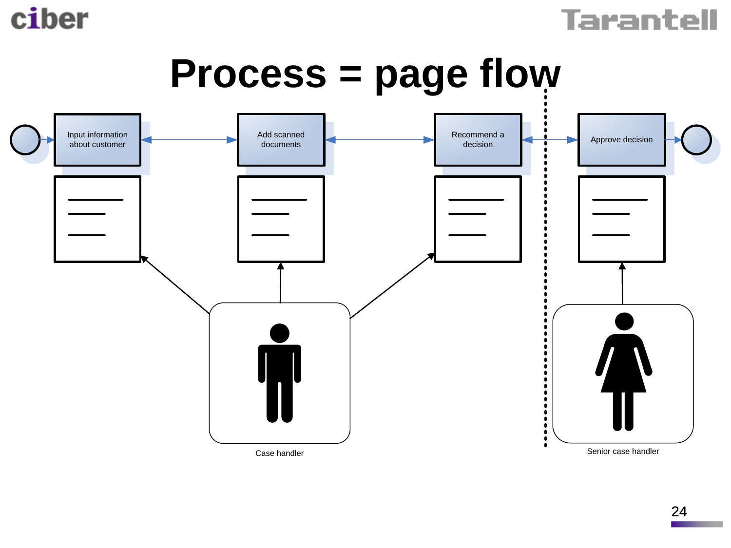# Process = page flow

Input information about customer

Add scanned documents

Recommend a decision

Approve decision

Case handler

Senior case handler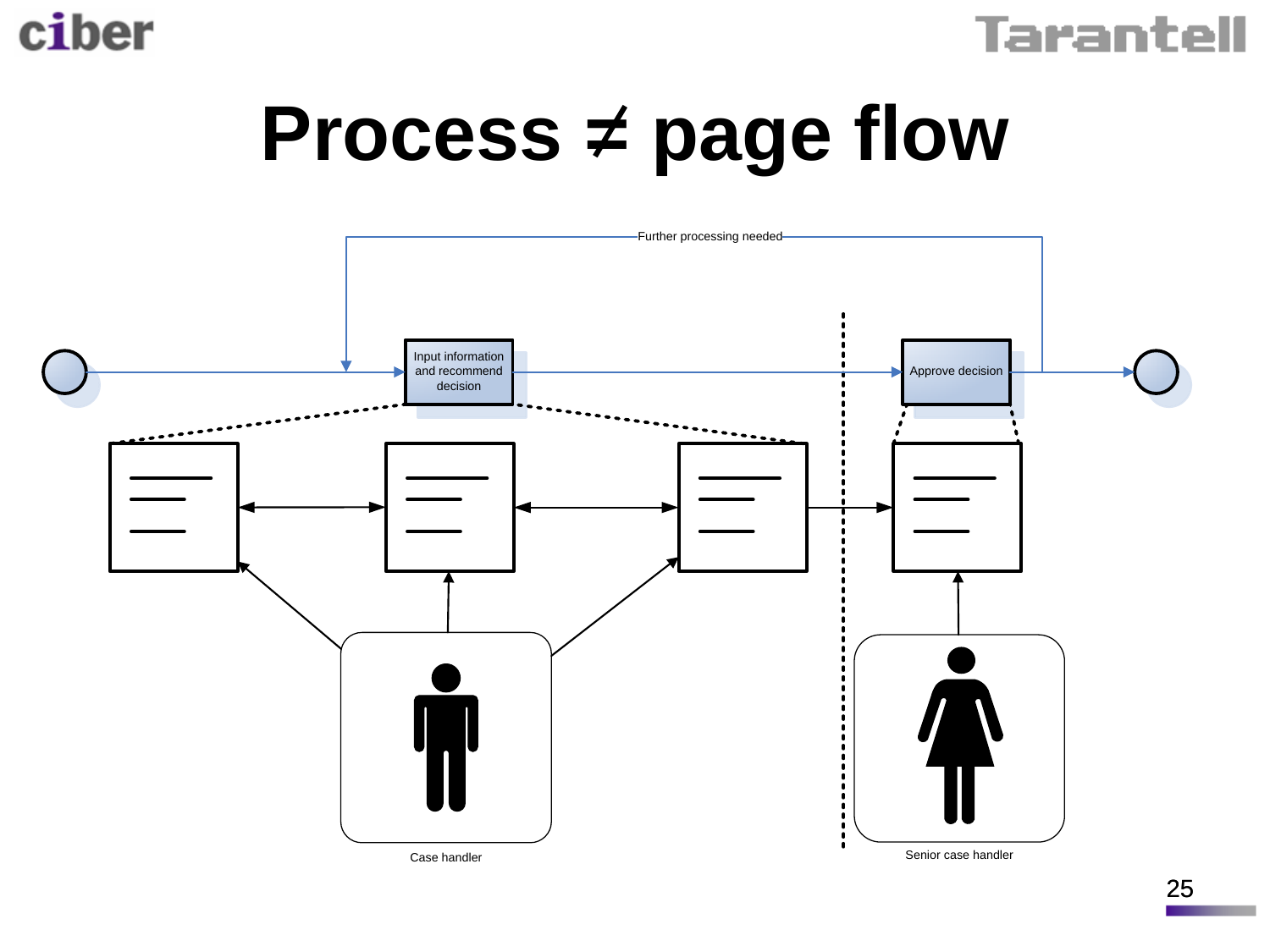# Process ≠ page flow

Further processing needed

Input information and recommend decision

Approve decision

Case handler

Senior case handler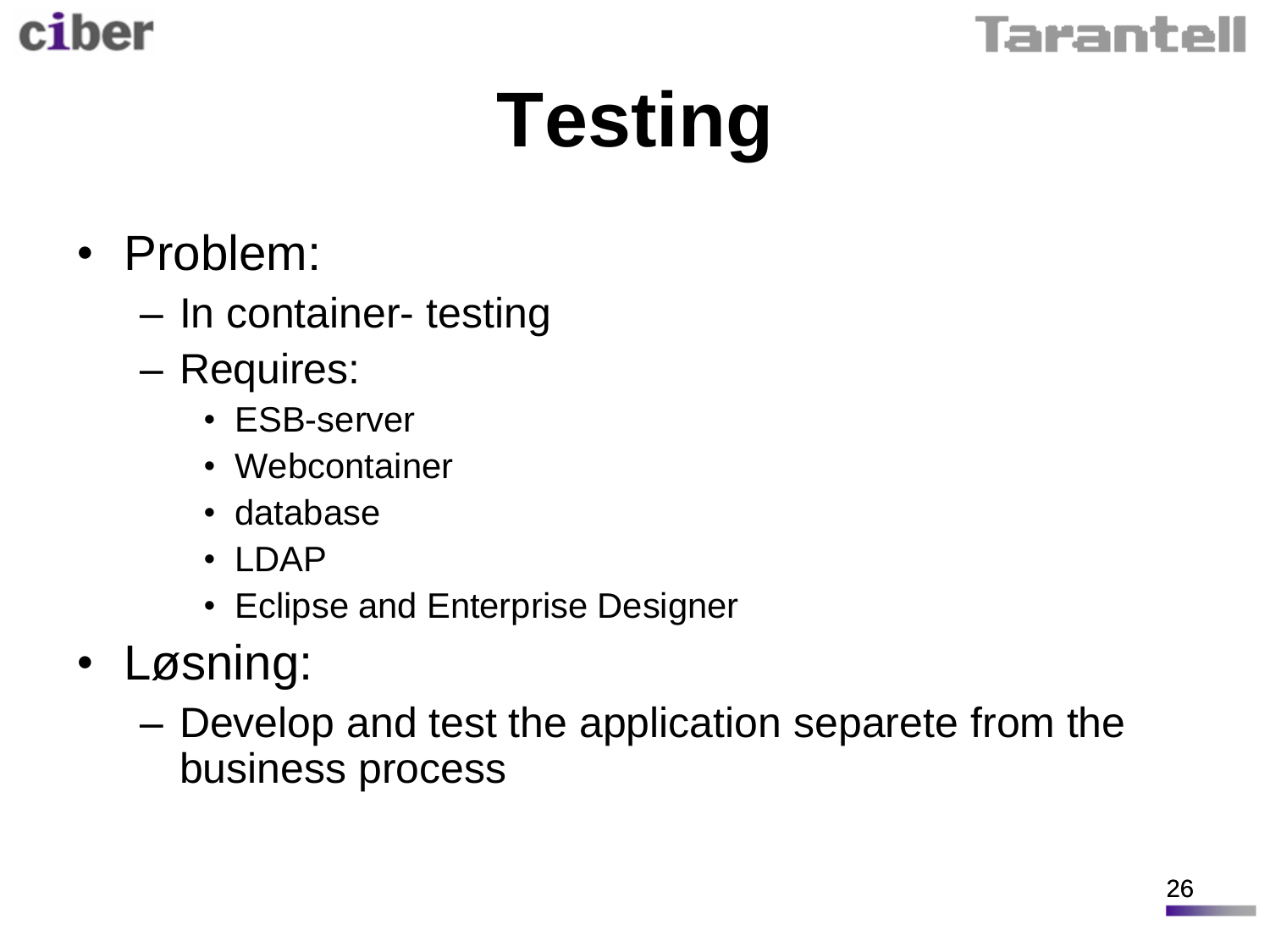# Testing

- Problem:
  - In container- testing
  - Requires:
    - ESB-server
    - Webcontainer
    - database
    - LDAP
    - Eclipse and Enterprise Designer
- Løsning:
  - Develop and test the application separete from the business process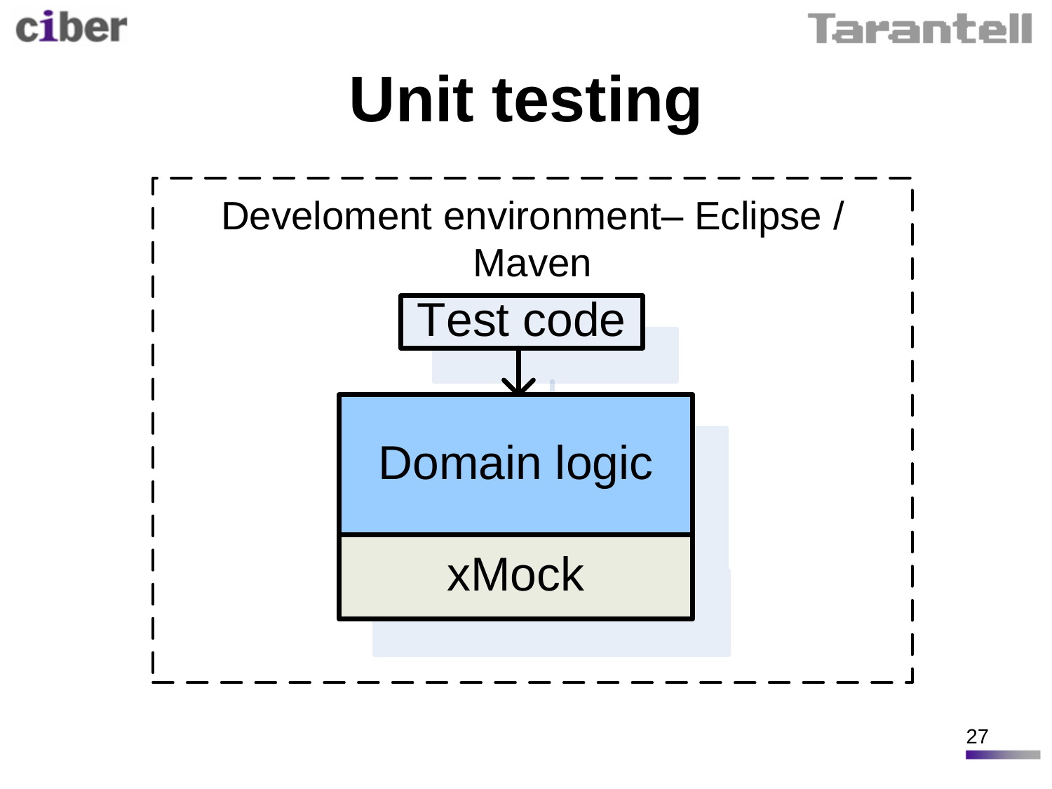# Unit testing

Develoment environment– Eclipse / Maven

Test code

Domain logic

xMock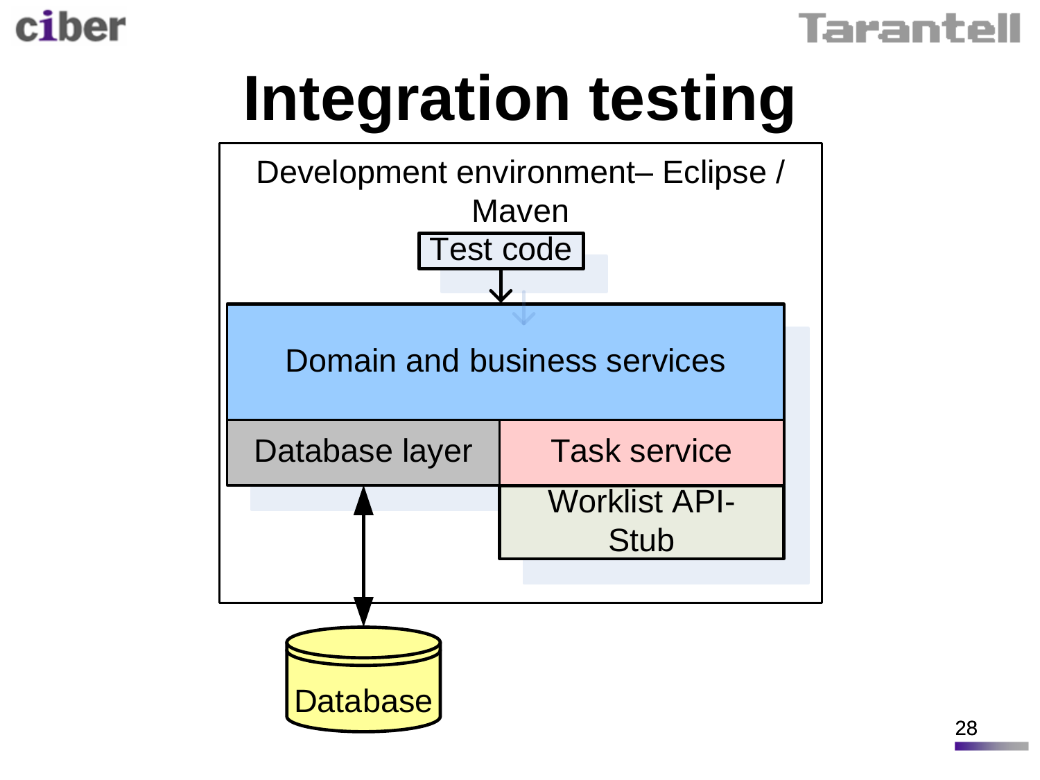# Integration testing

Development environment– Eclipse / Maven

Test code

Domain and business services

Database layer

Task service

Worklist API-Stub

Database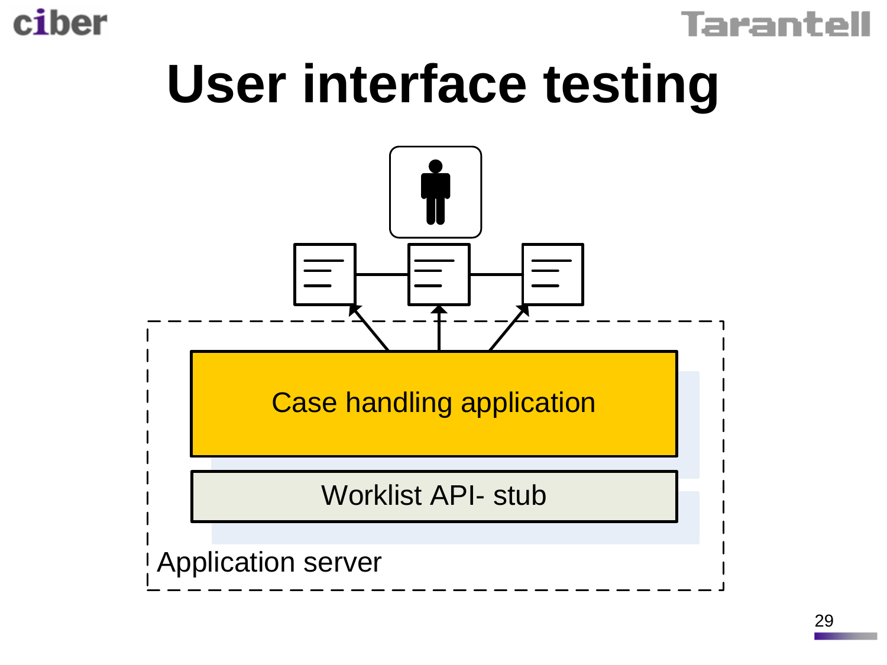# User interface testing

Case handling application

Worklist API- stub

Application server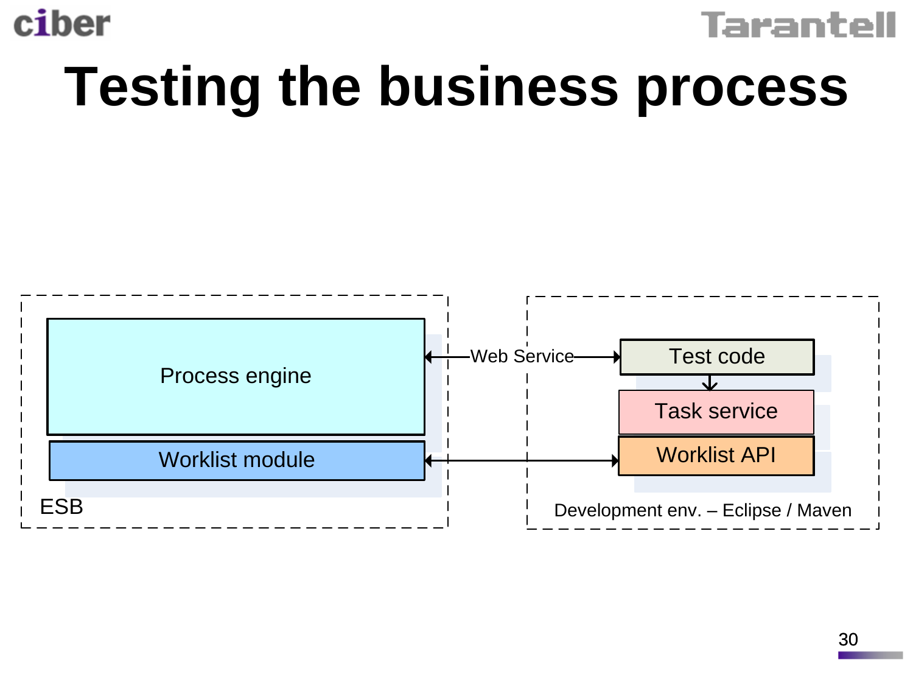# Testing the business process

Process engine

Worklist module

ESB

Web Service

Test code

Task service

Worklist API

Development env. – Eclipse / Maven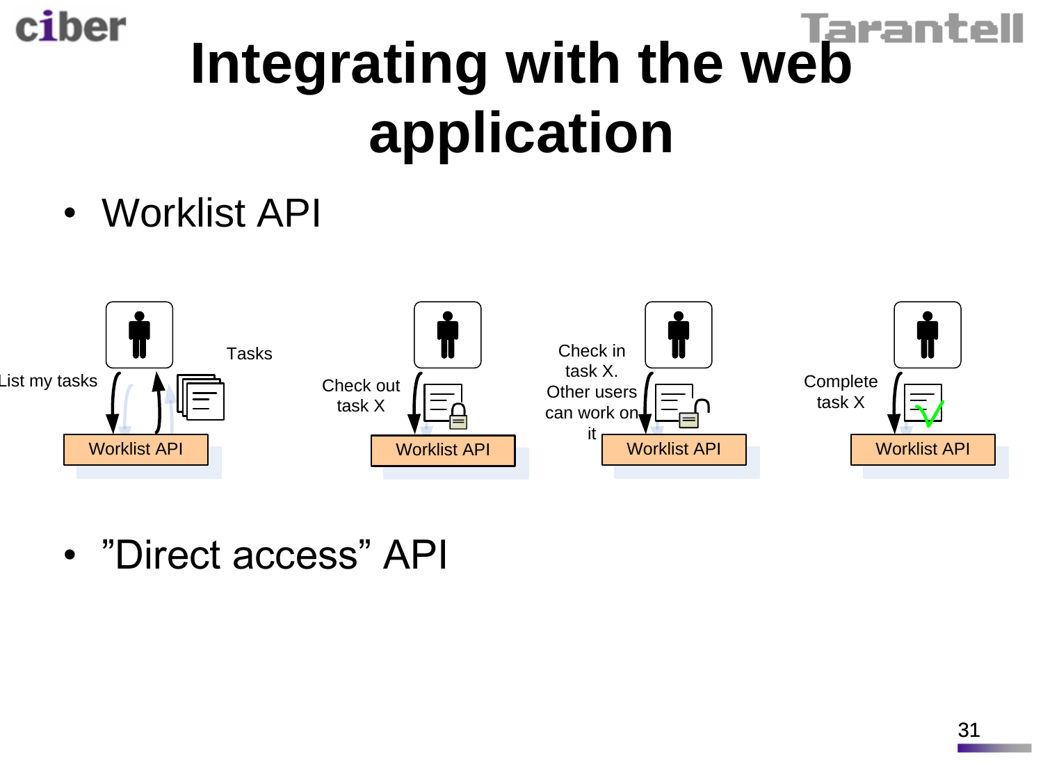# Integrating with the web application

- Worklist API

List my tasks — Tasks — Worklist API

Check out task X — Worklist API

Check in task X. Other users can work on it — Worklist API

Complete task X — Worklist API

- ”Direct access” API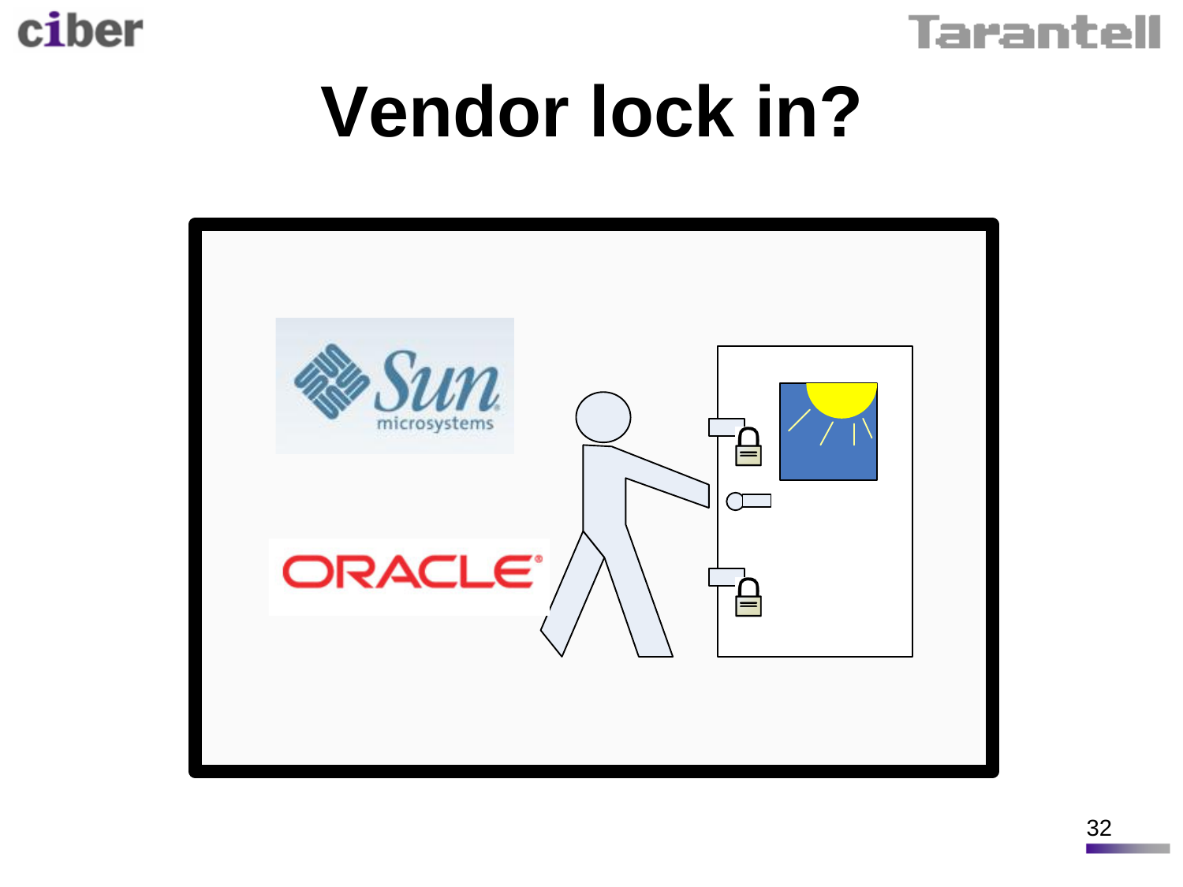# Vendor lock in?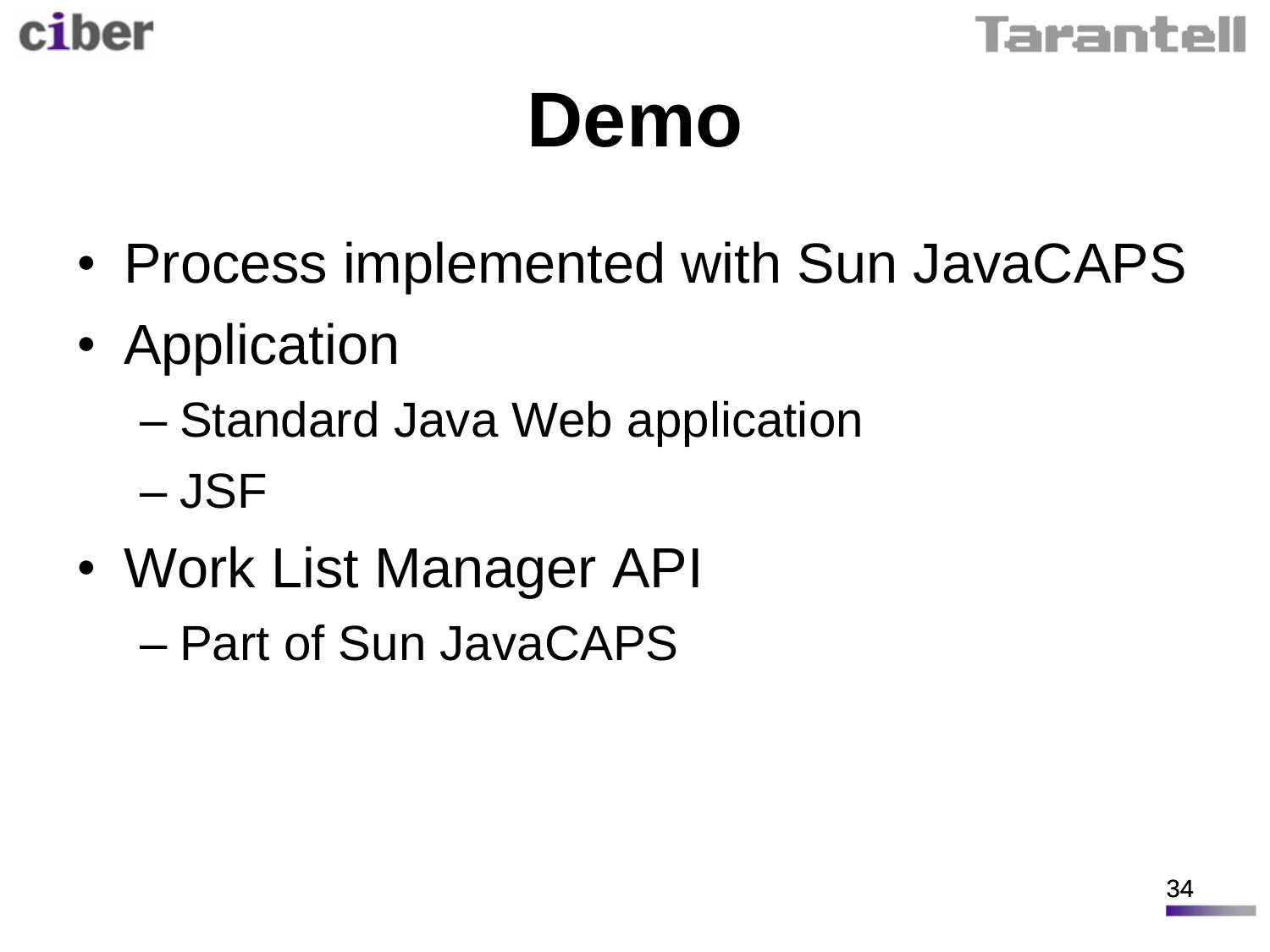# Demo

- Process implemented with Sun JavaCAPS
- Application
  - Standard Java Web application
  - JSF
- Work List Manager API
  - Part of Sun JavaCAPS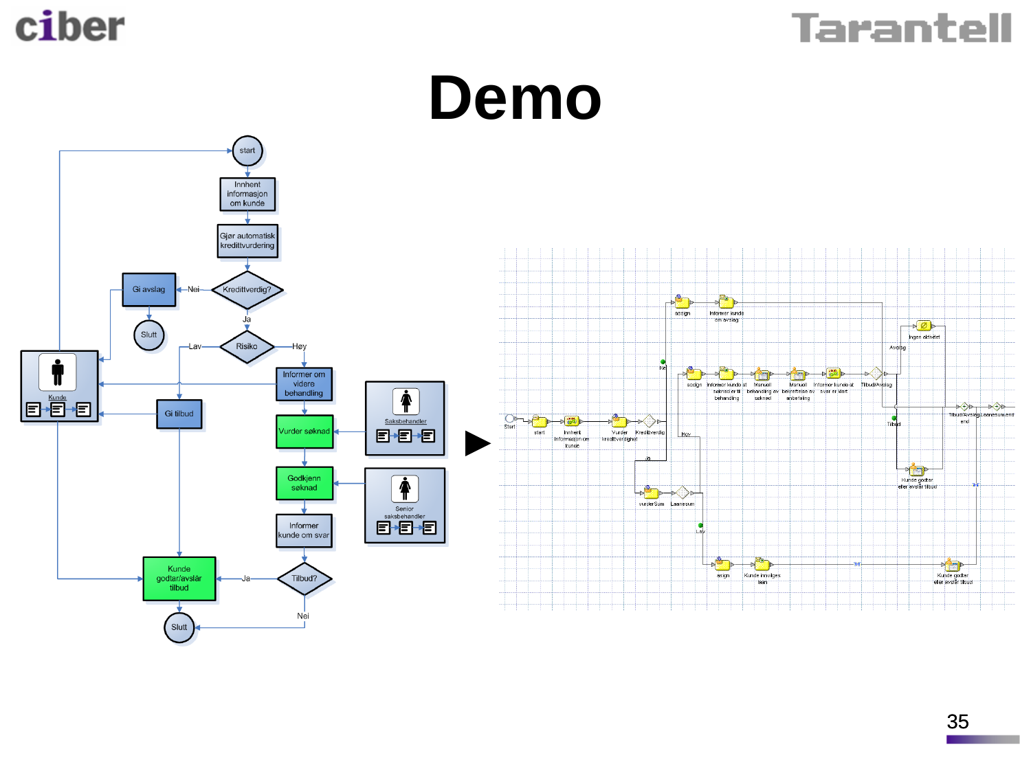# Demo

start

Innhent informasjon om kunde

Gjør automatisk kredittvurdering

Kredittverdig?

Nei

Gi avslag

Slutt

Ja

Risiko

Lav

Høy

Informer om videre behandling

Gi tilbud

Kunde

Vurder søknad

Saksbehandler

Godkjenn søknad

Senior saksbehandler

Informer kunde om svar

Tilbud?

Ja

Nei

Kunde godtar/avslår tilbud

Slutt

▶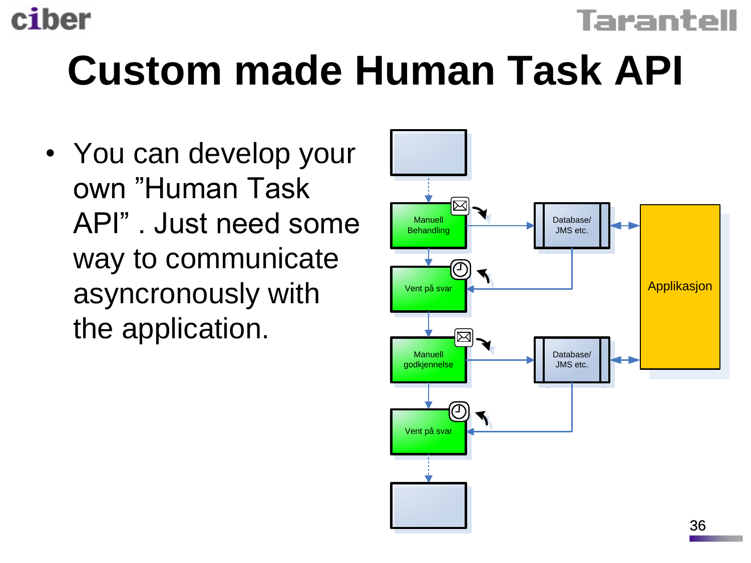# Custom made Human Task API

- You can develop your own ”Human Task API” . Just need some way to communicate asyncronously with the application.

Manuell Behandling

Database/ JMS etc.

Applikasjon

Vent på svar

Manuell godkjennelse

Database/ JMS etc.

Vent på svar